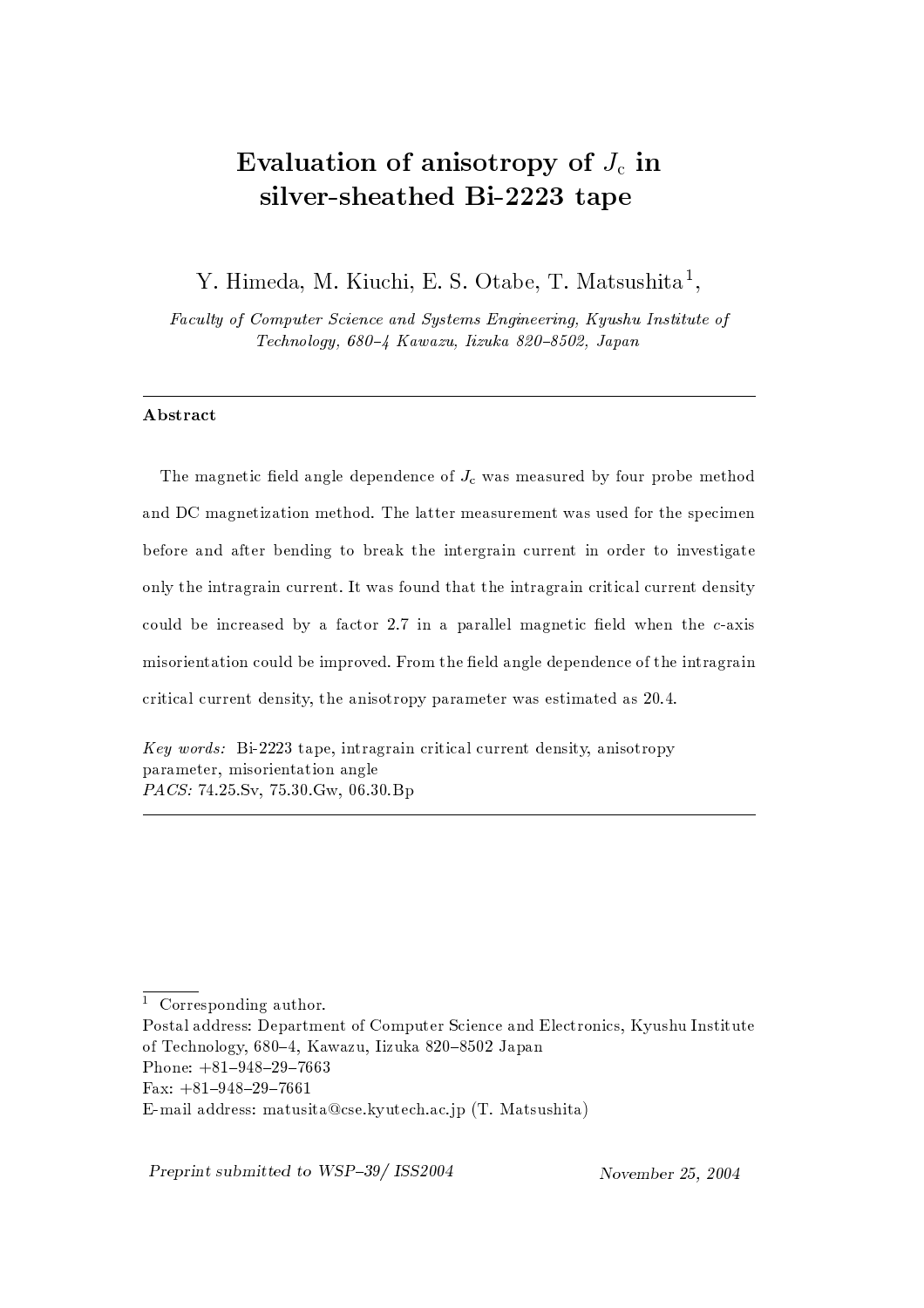# Evaluation of anisotropy of $J_c$ in silver-sheathed Bi-2223 tape

Y. Himeda, M. Kiuchi, E. S. Otabe, T. Matsushita[1],

*Faculty of Computer Science and Systems Engineering, Kyushu Institute of Technology, 680–4 Kawazu, Iizuka 820–8502, Japan*

---

**Abstract**

The magnetic field angle dependence of $J_c$ was measured by four probe method and DC magnetization method. The latter measurement was used for the specimen before and after bending to break the intergrain current in order to investigate only the intragrain current. It was found that the intragrain critical current density could be increased by a factor 2.7 in a parallel magnetic field when the *c*-axis misorientation could be improved. From the field angle dependence of the intragrain critical current density, the anisotropy parameter was estimated as 20.4.

*Key words:* Bi-2223 tape, intragrain critical current density, anisotropy parameter, misorientation angle
*PACS:* 74.25.Sv, 75.30.Gw, 06.30.Bp

---

[1] Corresponding author.
Postal address: Department of Computer Science and Electronics, Kyushu Institute of Technology, 680–4, Kawazu, Iizuka 820–8502 Japan
Phone: +81–948–29–7663
Fax: +81–948–29–7661
E-mail address: matusita@cse.kyutech.ac.jp (T. Matsushita)

*Preprint submitted to WSP–39/ ISS2004* November 25, 2004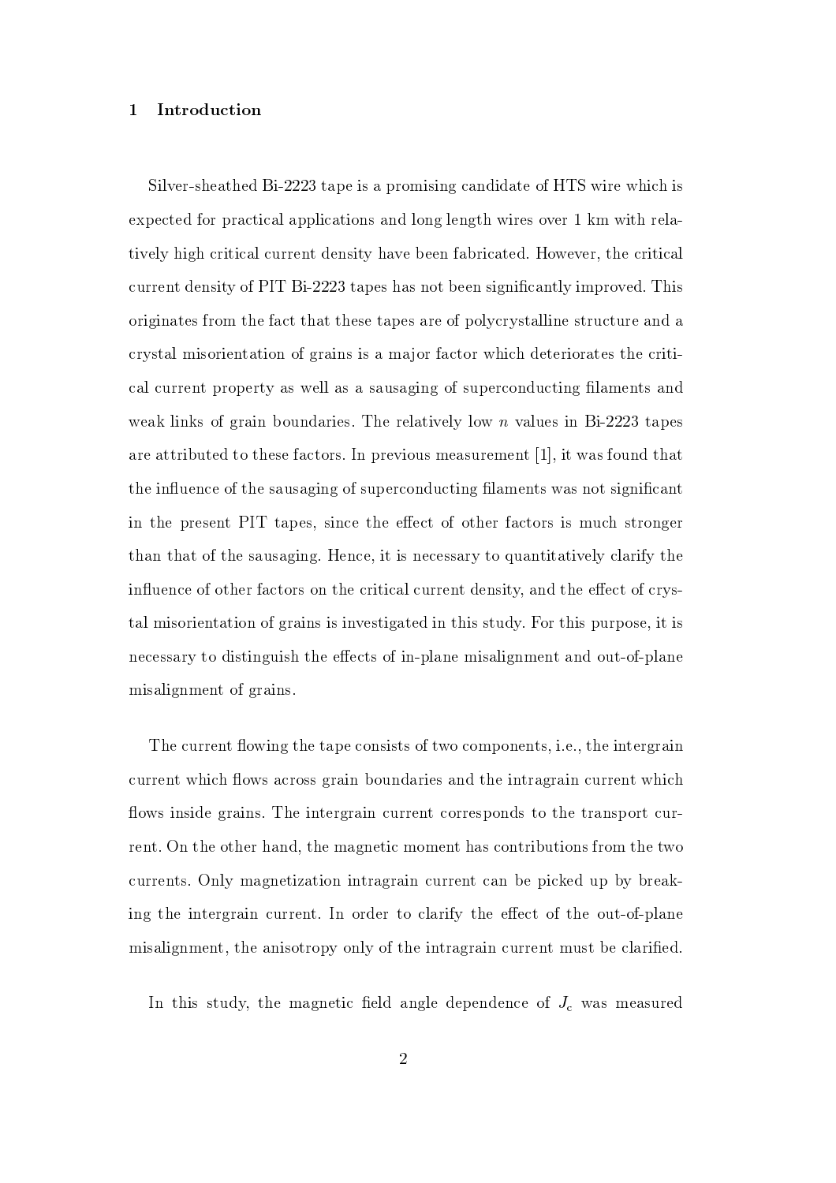## 1 Introduction

Silver-sheathed Bi-2223 tape is a promising candidate of HTS wire which is expected for practical applications and long length wires over 1 km with relatively high critical current density have been fabricated. However, the critical current density of PIT Bi-2223 tapes has not been significantly improved. This originates from the fact that these tapes are of polycrystalline structure and a crystal misorientation of grains is a major factor which deteriorates the critical current property as well as a sausaging of superconducting filaments and weak links of grain boundaries. The relatively low $n$ values in Bi-2223 tapes are attributed to these factors. In previous measurement [1], it was found that the influence of the sausaging of superconducting filaments was not significant in the present PIT tapes, since the effect of other factors is much stronger than that of the sausaging. Hence, it is necessary to quantitatively clarify the influence of other factors on the critical current density, and the effect of crystal misorientation of grains is investigated in this study. For this purpose, it is necessary to distinguish the effects of in-plane misalignment and out-of-plane misalignment of grains.

The current flowing the tape consists of two components, i.e., the intergrain current which flows across grain boundaries and the intragrain current which flows inside grains. The intergrain current corresponds to the transport current. On the other hand, the magnetic moment has contributions from the two currents. Only magnetization intragrain current can be picked up by breaking the intergrain current. In order to clarify the effect of the out-of-plane misalignment, the anisotropy only of the intragrain current must be clarified.

In this study, the magnetic field angle dependence of $J_c$ was measured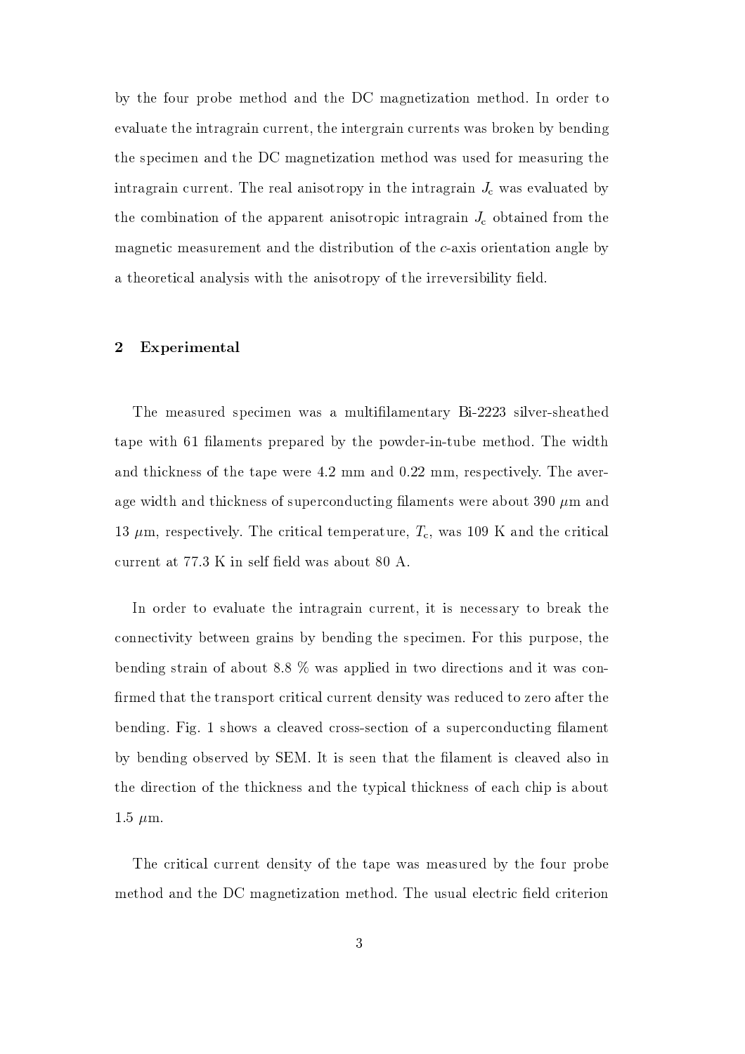by the four probe method and the DC magnetization method. In order to evaluate the intragrain current, the intergrain currents was broken by bending the specimen and the DC magnetization method was used for measuring the intragrain current. The real anisotropy in the intragrain $J_c$ was evaluated by the combination of the apparent anisotropic intragrain $J_c$ obtained from the magnetic measurement and the distribution of the *c*-axis orientation angle by a theoretical analysis with the anisotropy of the irreversibility field.

## 2 Experimental

The measured specimen was a multifilamentary Bi-2223 silver-sheathed tape with 61 filaments prepared by the powder-in-tube method. The width and thickness of the tape were 4.2 mm and 0.22 mm, respectively. The average width and thickness of superconducting filaments were about 390 $\mu$m and 13 $\mu$m, respectively. The critical temperature, $T_c$, was 109 K and the critical current at 77.3 K in self field was about 80 A.

In order to evaluate the intragrain current, it is necessary to break the connectivity between grains by bending the specimen. For this purpose, the bending strain of about 8.8 % was applied in two directions and it was confirmed that the transport critical current density was reduced to zero after the bending. Fig. 1 shows a cleaved cross-section of a superconducting filament by bending observed by SEM. It is seen that the filament is cleaved also in the direction of the thickness and the typical thickness of each chip is about 1.5 $\mu$m.

The critical current density of the tape was measured by the four probe method and the DC magnetization method. The usual electric field criterion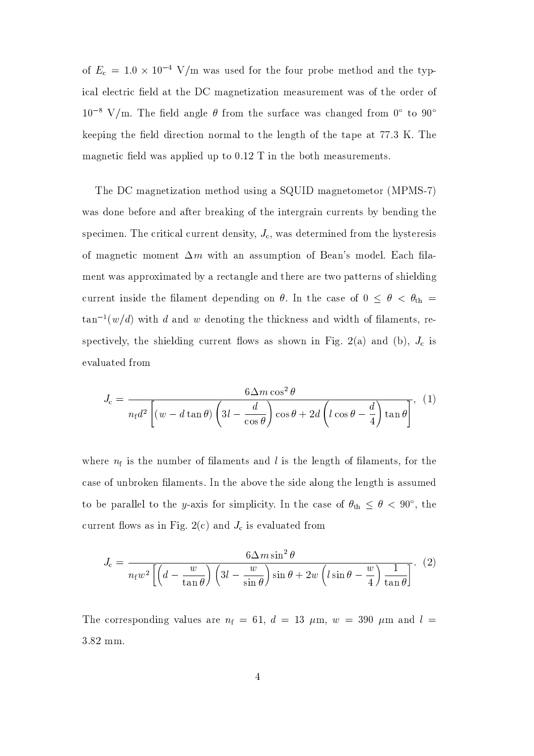of $E_c = 1.0 \times 10^{-4}$ V/m was used for the four probe method and the typical electric field at the DC magnetization measurement was of the order of $10^{-8}$ V/m. The field angle $\theta$ from the surface was changed from 0° to 90° keeping the field direction normal to the length of the tape at 77.3 K. The magnetic field was applied up to 0.12 T in the both measurements.

The DC magnetization method using a SQUID magnetometor (MPMS-7) was done before and after breaking of the intergrain currents by bending the specimen. The critical current density, $J_c$, was determined from the hysteresis of magnetic moment $\Delta m$ with an assumption of Bean's model. Each filament was approximated by a rectangle and there are two patterns of shielding current inside the filament depending on $\theta$. In the case of $0 \leq \theta < \theta_{th} = \tan^{-1}(w/d)$ with $d$ and $w$ denoting the thickness and width of filaments, respectively, the shielding current flows as shown in Fig. 2(a) and (b), $J_c$ is evaluated from

$$J_c = \frac{6\Delta m \cos^2\theta}{n_f d^2 \left[ (w - d\tan\theta)\left(3l - \dfrac{d}{\cos\theta}\right)\cos\theta + 2d\left(l\cos\theta - \dfrac{d}{4}\right)\tan\theta \right]}, \quad (1)$$

where $n_f$ is the number of filaments and $l$ is the length of filaments, for the case of unbroken filaments. In the above the side along the length is assumed to be parallel to the $y$-axis for simplicity. In the case of $\theta_{th} \leq \theta < 90°$, the current flows as in Fig. 2(c) and $J_c$ is evaluated from

$$J_c = \frac{6\Delta m \sin^2\theta}{n_f w^2 \left[ \left(d - \dfrac{w}{\tan\theta}\right)\left(3l - \dfrac{w}{\sin\theta}\right)\sin\theta + 2w\left(l\sin\theta - \dfrac{w}{4}\right)\dfrac{1}{\tan\theta} \right]}. \quad (2)$$

The corresponding values are $n_f = 61$, $d = 13$ μm, $w = 390$ μm and $l = 3.82$ mm.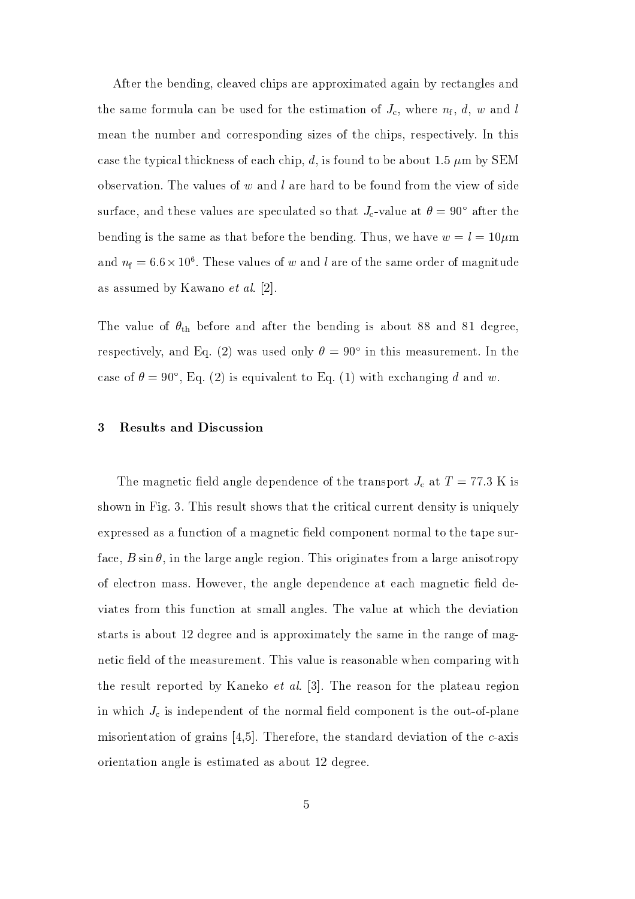After the bending, cleaved chips are approximated again by rectangles and the same formula can be used for the estimation of $J_c$, where $n_f$, $d$, $w$ and $l$ mean the number and corresponding sizes of the chips, respectively. In this case the typical thickness of each chip, $d$, is found to be about 1.5 $\mu$m by SEM observation. The values of $w$ and $l$ are hard to be found from the view of side surface, and these values are speculated so that $J_c$-value at $\theta = 90^\circ$ after the bending is the same as that before the bending. Thus, we have $w = l = 10\mu$m and $n_f = 6.6 \times 10^6$. These values of $w$ and $l$ are of the same order of magnitude as assumed by Kawano *et al*. [2].

The value of $\theta_{th}$ before and after the bending is about 88 and 81 degree, respectively, and Eq. (2) was used only $\theta = 90^\circ$ in this measurement. In the case of $\theta = 90^\circ$, Eq. (2) is equivalent to Eq. (1) with exchanging $d$ and $w$.

## 3 Results and Discussion

The magnetic field angle dependence of the transport $J_c$ at $T = 77.3$ K is shown in Fig. 3. This result shows that the critical current density is uniquely expressed as a function of a magnetic field component normal to the tape surface, $B \sin\theta$, in the large angle region. This originates from a large anisotropy of electron mass. However, the angle dependence at each magnetic field deviates from this function at small angles. The value at which the deviation starts is about 12 degree and is approximately the same in the range of magnetic field of the measurement. This value is reasonable when comparing with the result reported by Kaneko *et al*. [3]. The reason for the plateau region in which $J_c$ is independent of the normal field component is the out-of-plane misorientation of grains [4,5]. Therefore, the standard deviation of the $c$-axis orientation angle is estimated as about 12 degree.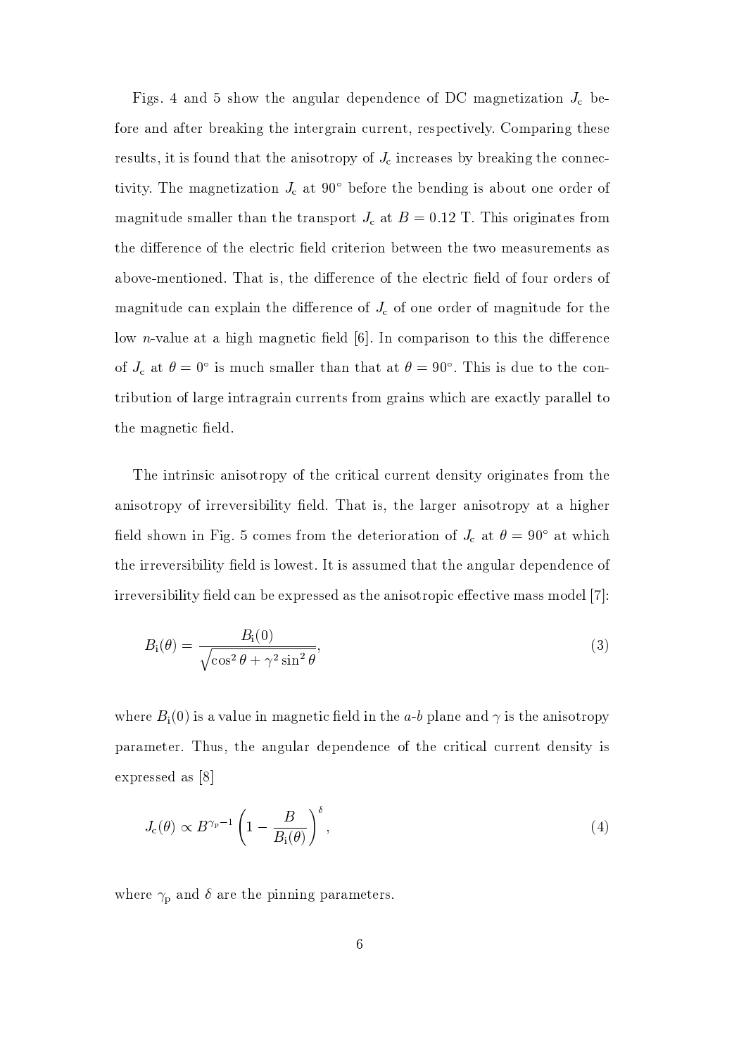Figs. 4 and 5 show the angular dependence of DC magnetization $J_\mathrm{c}$ before and after breaking the intergrain current, respectively. Comparing these results, it is found that the anisotropy of $J_\mathrm{c}$ increases by breaking the connectivity. The magnetization $J_\mathrm{c}$ at 90° before the bending is about one order of magnitude smaller than the transport $J_\mathrm{c}$ at $B = 0.12$ T. This originates from the difference of the electric field criterion between the two measurements as above-mentioned. That is, the difference of the electric field of four orders of magnitude can explain the difference of $J_\mathrm{c}$ of one order of magnitude for the low $n$-value at a high magnetic field [6]. In comparison to this the difference of $J_\mathrm{c}$ at $\theta = 0°$ is much smaller than that at $\theta = 90°$. This is due to the contribution of large intragrain currents from grains which are exactly parallel to the magnetic field.

The intrinsic anisotropy of the critical current density originates from the anisotropy of irreversibility field. That is, the larger anisotropy at a higher field shown in Fig. 5 comes from the deterioration of $J_\mathrm{c}$ at $\theta = 90°$ at which the irreversibility field is lowest. It is assumed that the angular dependence of irreversibility field can be expressed as the anisotropic effective mass model [7]:

$$B_\mathrm{i}(\theta) = \frac{B_\mathrm{i}(0)}{\sqrt{\cos^2\theta + \gamma^2 \sin^2\theta}}, \tag{3}$$

where $B_\mathrm{i}(0)$ is a value in magnetic field in the $a$-$b$ plane and $\gamma$ is the anisotropy parameter. Thus, the angular dependence of the critical current density is expressed as [8]

$$J_\mathrm{c}(\theta) \propto B^{\gamma_\mathrm{p}-1}\left(1 - \frac{B}{B_\mathrm{i}(\theta)}\right)^{\delta}, \tag{4}$$

where $\gamma_\mathrm{p}$ and $\delta$ are the pinning parameters.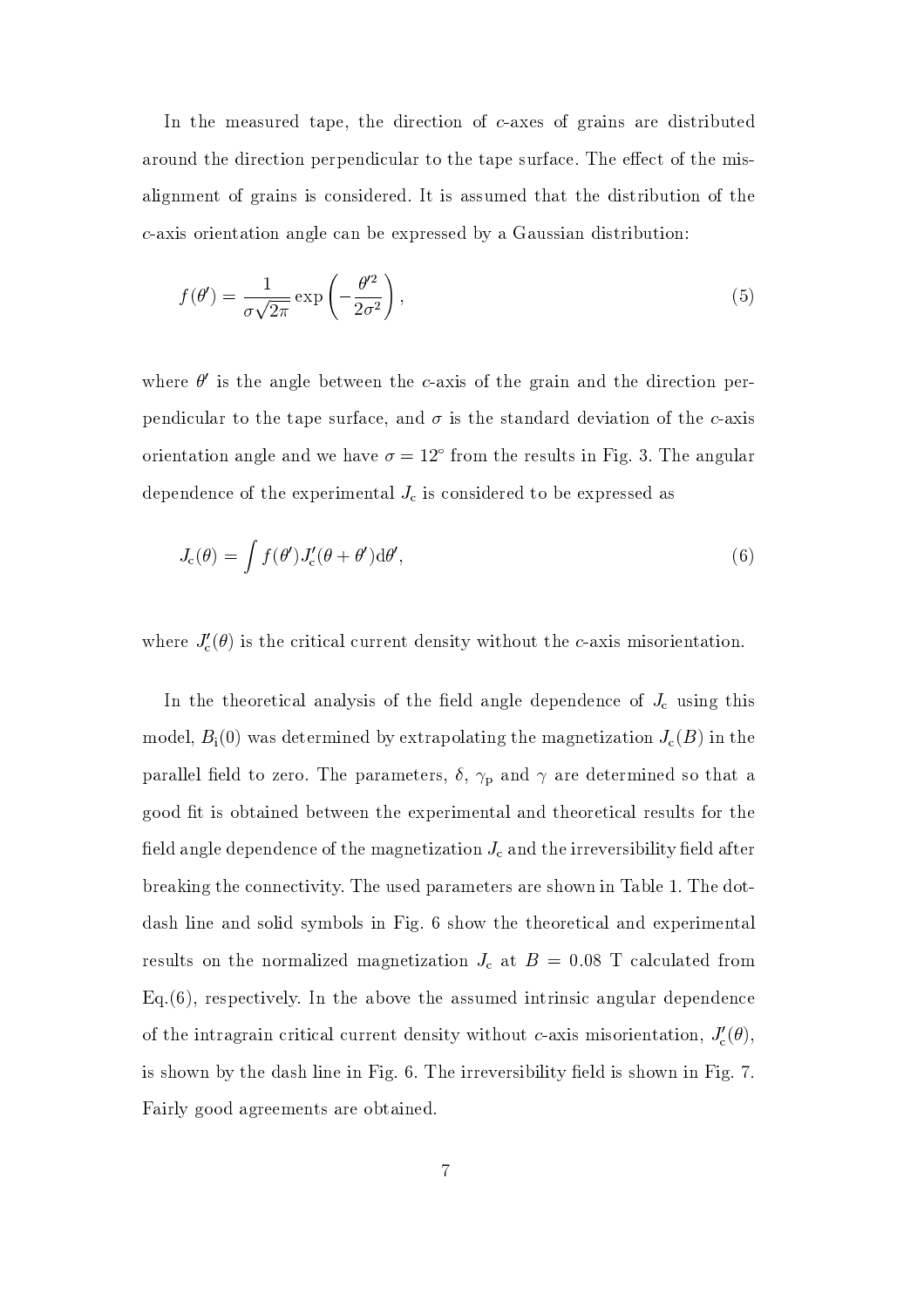In the measured tape, the direction of $c$-axes of grains are distributed around the direction perpendicular to the tape surface. The effect of the misalignment of grains is considered. It is assumed that the distribution of the $c$-axis orientation angle can be expressed by a Gaussian distribution:

$$f(\theta') = \frac{1}{\sigma\sqrt{2\pi}} \exp\left(-\frac{\theta'^2}{2\sigma^2}\right), \tag{5}$$

where $\theta'$ is the angle between the $c$-axis of the grain and the direction perpendicular to the tape surface, and $\sigma$ is the standard deviation of the $c$-axis orientation angle and we have $\sigma = 12^\circ$ from the results in Fig. 3. The angular dependence of the experimental $J_\mathrm{c}$ is considered to be expressed as

$$J_\mathrm{c}(\theta) = \int f(\theta') J'_\mathrm{c}(\theta + \theta') \mathrm{d}\theta', \tag{6}$$

where $J'_\mathrm{c}(\theta)$ is the critical current density without the $c$-axis misorientation.

In the theoretical analysis of the field angle dependence of $J_\mathrm{c}$ using this model, $B_\mathrm{i}(0)$ was determined by extrapolating the magnetization $J_\mathrm{c}(B)$ in the parallel field to zero. The parameters, $\delta$, $\gamma_\mathrm{p}$ and $\gamma$ are determined so that a good fit is obtained between the experimental and theoretical results for the field angle dependence of the magnetization $J_\mathrm{c}$ and the irreversibility field after breaking the connectivity. The used parameters are shown in Table 1. The dot-dash line and solid symbols in Fig. 6 show the theoretical and experimental results on the normalized magnetization $J_\mathrm{c}$ at $B = 0.08$ T calculated from Eq.(6), respectively. In the above the assumed intrinsic angular dependence of the intragrain critical current density without $c$-axis misorientation, $J'_\mathrm{c}(\theta)$, is shown by the dash line in Fig. 6. The irreversibility field is shown in Fig. 7. Fairly good agreements are obtained.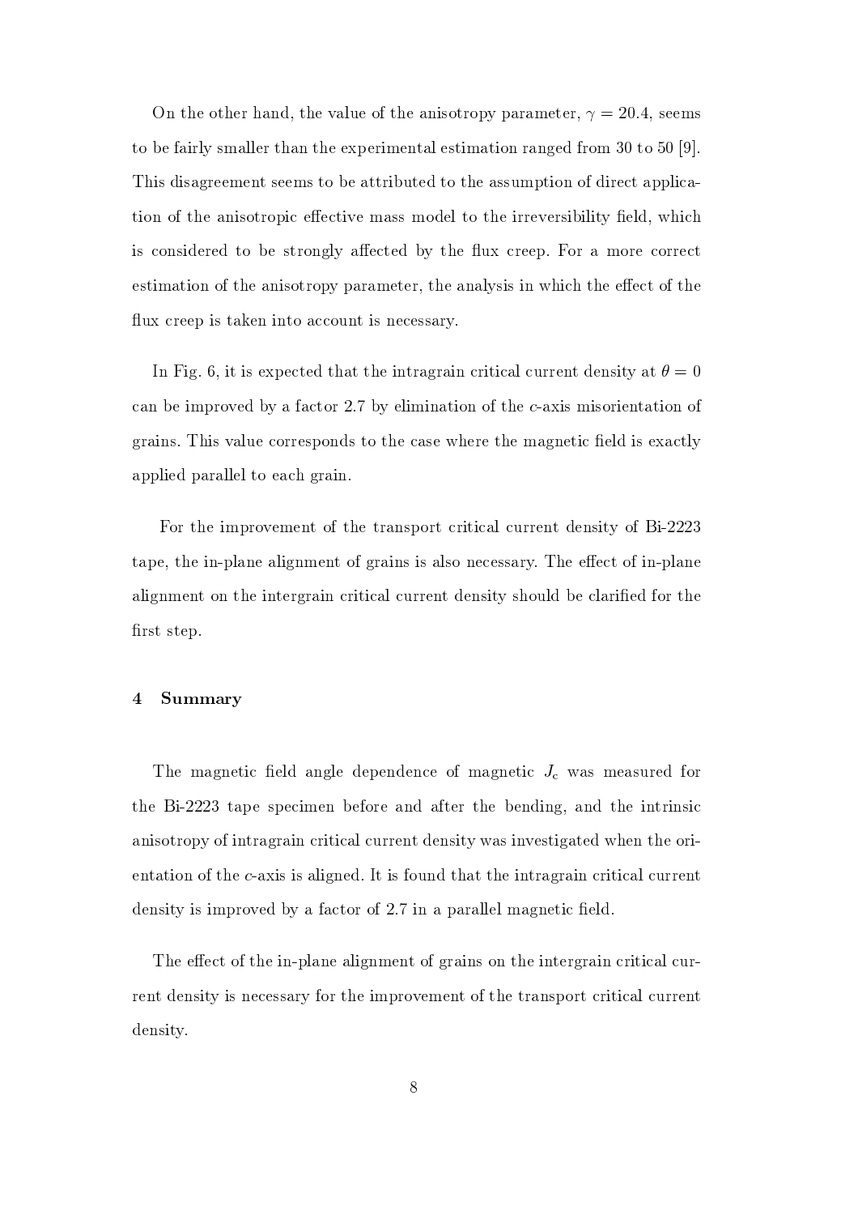On the other hand, the value of the anisotropy parameter, $\gamma = 20.4$, seems to be fairly smaller than the experimental estimation ranged from 30 to 50 [9]. This disagreement seems to be attributed to the assumption of direct application of the anisotropic effective mass model to the irreversibility field, which is considered to be strongly affected by the flux creep. For a more correct estimation of the anisotropy parameter, the analysis in which the effect of the flux creep is taken into account is necessary.

In Fig. 6, it is expected that the intragrain critical current density at $\theta = 0$ can be improved by a factor 2.7 by elimination of the $c$-axis misorientation of grains. This value corresponds to the case where the magnetic field is exactly applied parallel to each grain.

For the improvement of the transport critical current density of Bi-2223 tape, the in-plane alignment of grains is also necessary. The effect of in-plane alignment on the intergrain critical current density should be clarified for the first step.

## 4 Summary

The magnetic field angle dependence of magnetic $J_c$ was measured for the Bi-2223 tape specimen before and after the bending, and the intrinsic anisotropy of intragrain critical current density was investigated when the orientation of the $c$-axis is aligned. It is found that the intragrain critical current density is improved by a factor of 2.7 in a parallel magnetic field.

The effect of the in-plane alignment of grains on the intergrain critical current density is necessary for the improvement of the transport critical current density.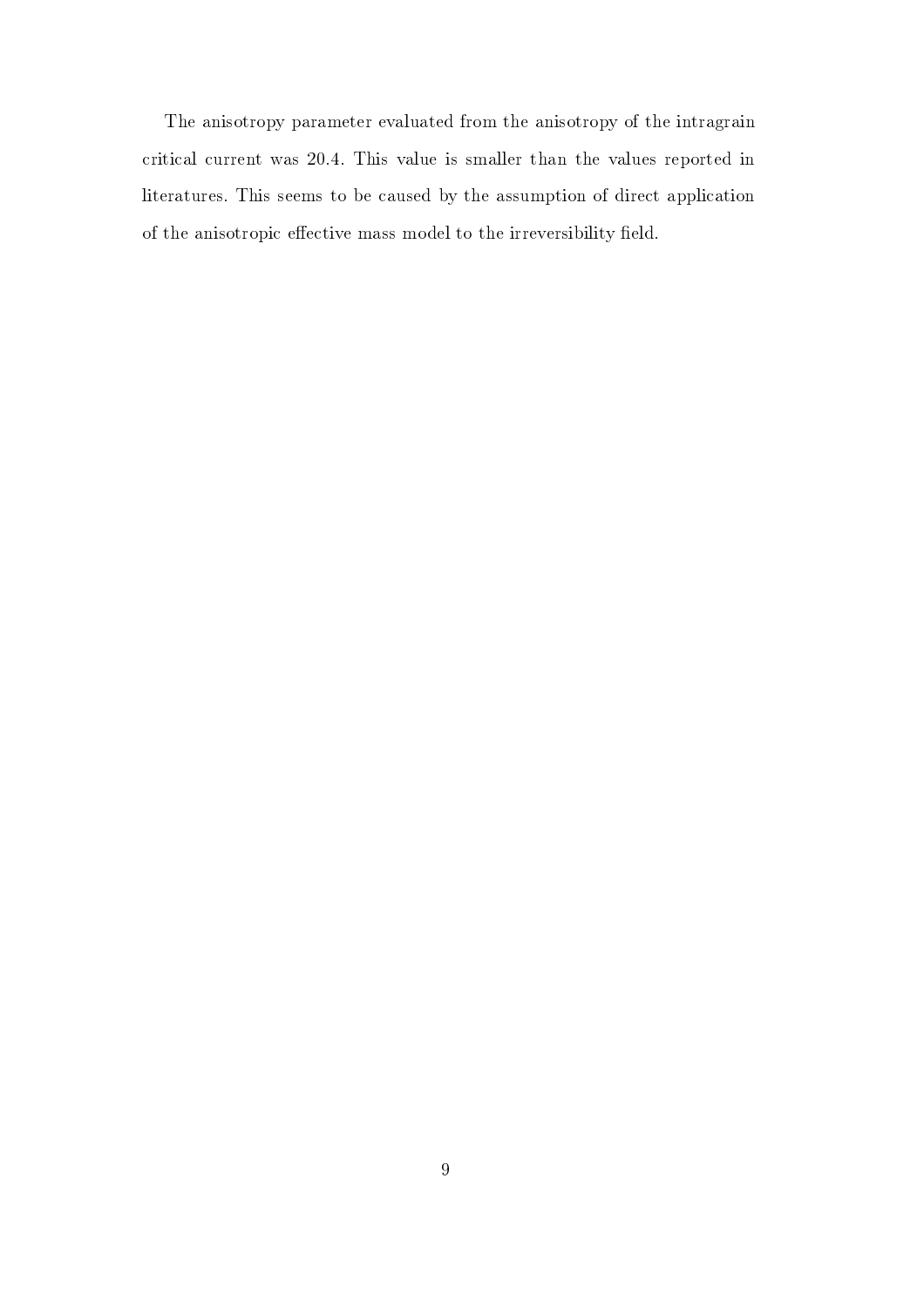The anisotropy parameter evaluated from the anisotropy of the intragrain critical current was 20.4. This value is smaller than the values reported in literatures. This seems to be caused by the assumption of direct application of the anisotropic effective mass model to the irreversibility field.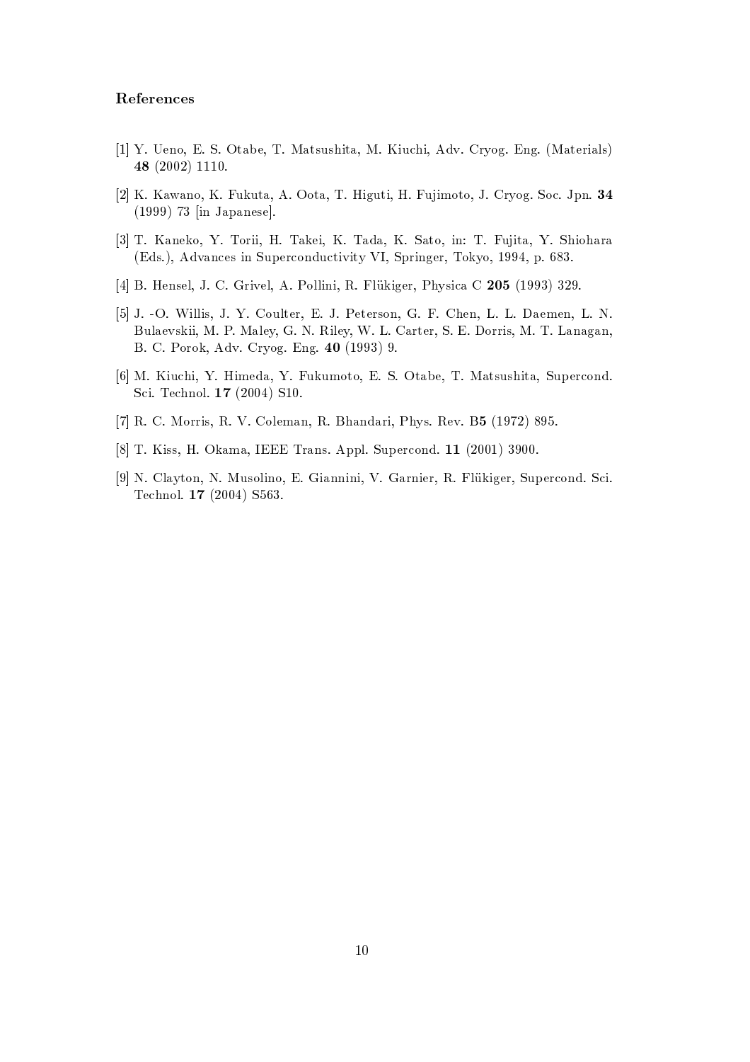## References

[1] Y. Ueno, E. S. Otabe, T. Matsushita, M. Kiuchi, Adv. Cryog. Eng. (Materials) **48** (2002) 1110.

[2] K. Kawano, K. Fukuta, A. Oota, T. Higuti, H. Fujimoto, J. Cryog. Soc. Jpn. **34** (1999) 73 [in Japanese].

[3] T. Kaneko, Y. Torii, H. Takei, K. Tada, K. Sato, in: T. Fujita, Y. Shiohara (Eds.), Advances in Superconductivity VI, Springer, Tokyo, 1994, p. 683.

[4] B. Hensel, J. C. Grivel, A. Pollini, R. Flükiger, Physica C **205** (1993) 329.

[5] J. -O. Willis, J. Y. Coulter, E. J. Peterson, G. F. Chen, L. L. Daemen, L. N. Bulaevskii, M. P. Maley, G. N. Riley, W. L. Carter, S. E. Dorris, M. T. Lanagan, B. C. Porok, Adv. Cryog. Eng. **40** (1993) 9.

[6] M. Kiuchi, Y. Himeda, Y. Fukumoto, E. S. Otabe, T. Matsushita, Supercond. Sci. Technol. **17** (2004) S10.

[7] R. C. Morris, R. V. Coleman, R. Bhandari, Phys. Rev. B**5** (1972) 895.

[8] T. Kiss, H. Okama, IEEE Trans. Appl. Supercond. **11** (2001) 3900.

[9] N. Clayton, N. Musolino, E. Giannini, V. Garnier, R. Flükiger, Supercond. Sci. Technol. **17** (2004) S563.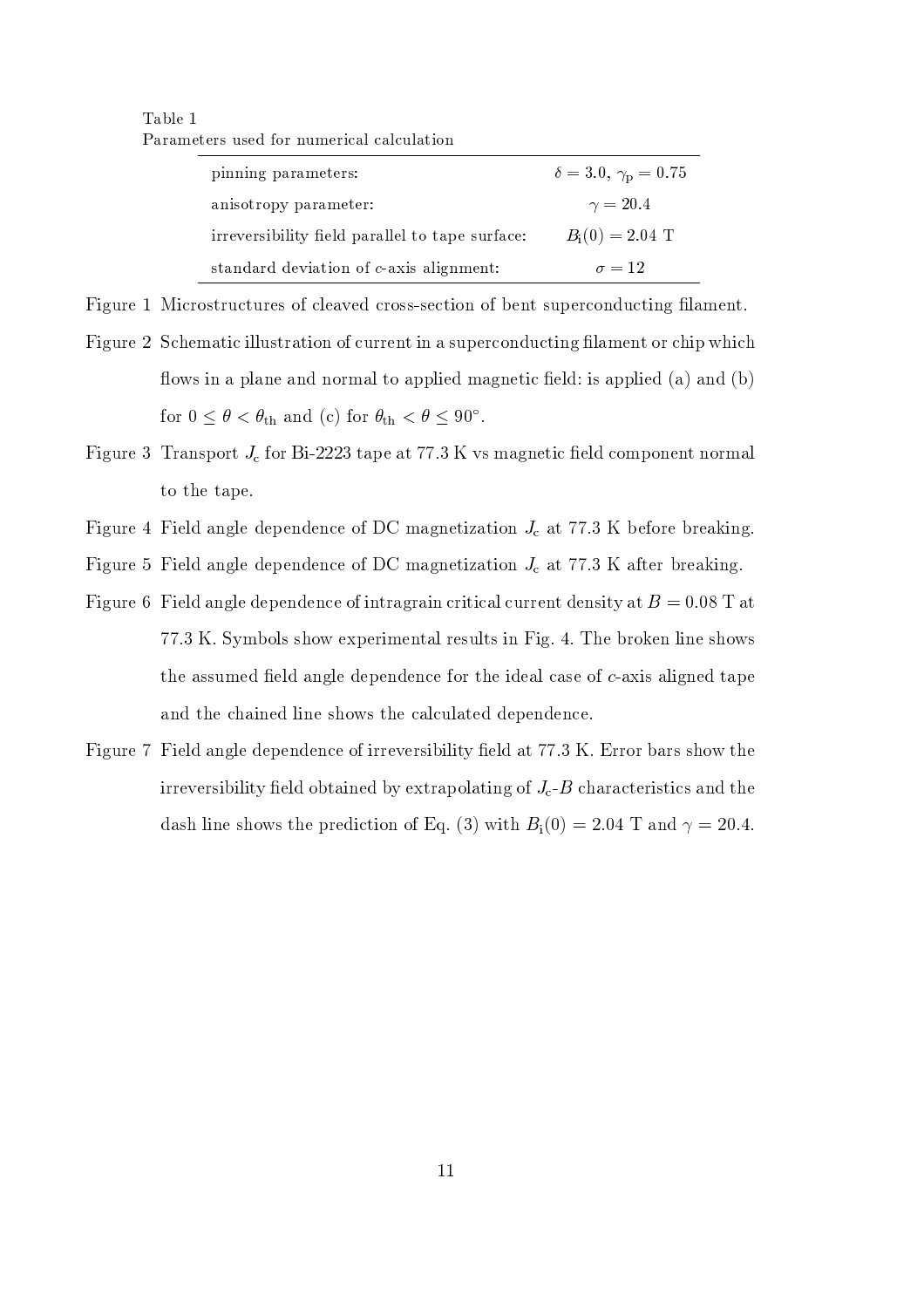Table 1
Parameters used for numerical calculation

| | |
|---|---|
| pinning parameters: | $\delta = 3.0$, $\gamma_{\mathrm{p}} = 0.75$ |
| anisotropy parameter: | $\gamma = 20.4$ |
| irreversibility field parallel to tape surface: | $B_{\mathrm{i}}(0) = 2.04$ T |
| standard deviation of $c$-axis alignment: | $\sigma = 12$ |

Figure 1 Microstructures of cleaved cross-section of bent superconducting filament.

Figure 2 Schematic illustration of current in a superconducting filament or chip which flows in a plane and normal to applied magnetic field: is applied (a) and (b) for $0 \leq \theta < \theta_{\mathrm{th}}$ and (c) for $\theta_{\mathrm{th}} < \theta \leq 90°$.

Figure 3 Transport $J_{\mathrm{c}}$ for Bi-2223 tape at 77.3 K vs magnetic field component normal to the tape.

Figure 4 Field angle dependence of DC magnetization $J_{\mathrm{c}}$ at 77.3 K before breaking.

Figure 5 Field angle dependence of DC magnetization $J_{\mathrm{c}}$ at 77.3 K after breaking.

Figure 6 Field angle dependence of intragrain critical current density at $B = 0.08$ T at 77.3 K. Symbols show experimental results in Fig. 4. The broken line shows the assumed field angle dependence for the ideal case of $c$-axis aligned tape and the chained line shows the calculated dependence.

Figure 7 Field angle dependence of irreversibility field at 77.3 K. Error bars show the irreversibility field obtained by extrapolating of $J_{\mathrm{c}}$-$B$ characteristics and the dash line shows the prediction of Eq. (3) with $B_{\mathrm{i}}(0) = 2.04$ T and $\gamma = 20.4$.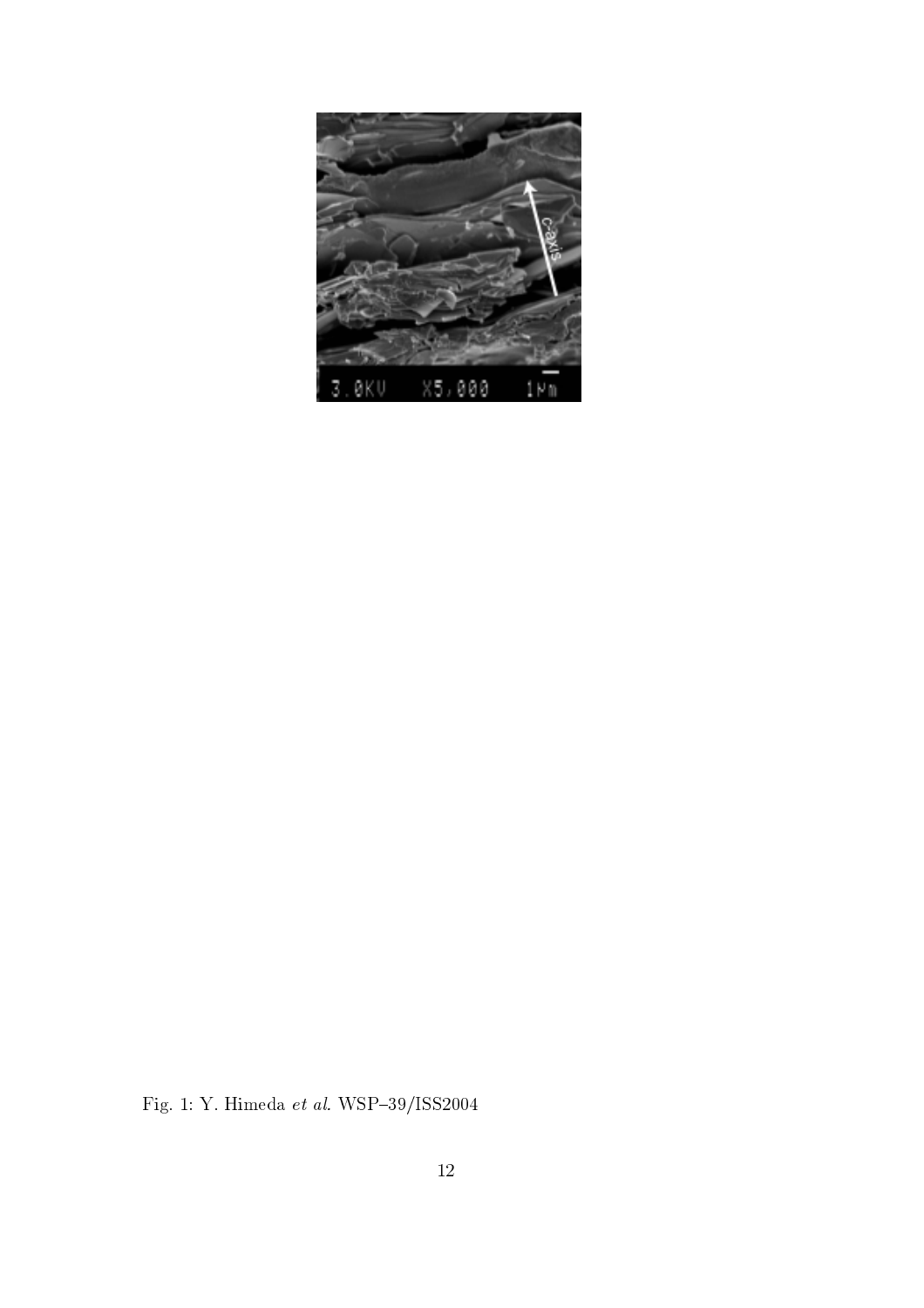Fig. 1: Y. Himeda *et al.* WSP–39/ISS2004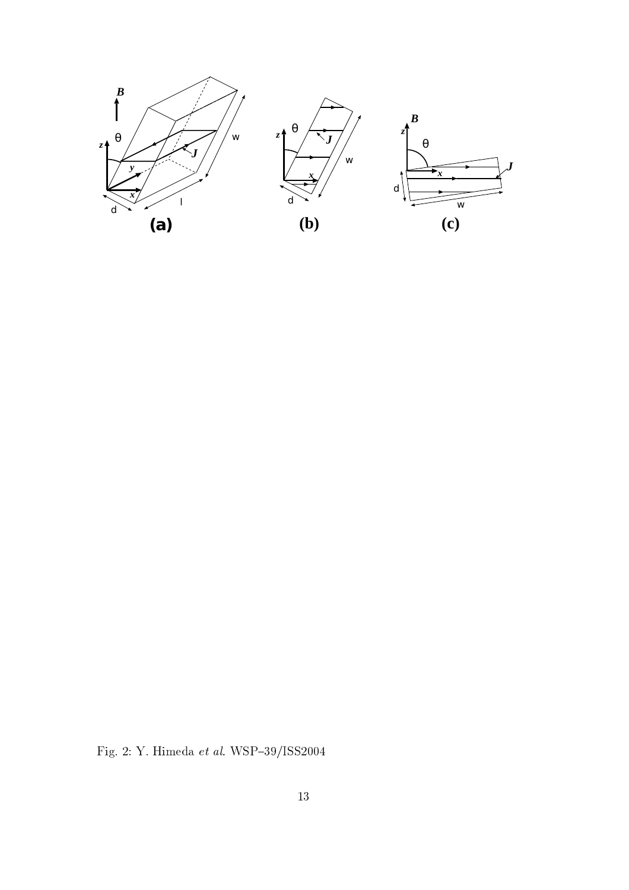Fig. 2: Y. Himeda *et al*. WSP–39/ISS2004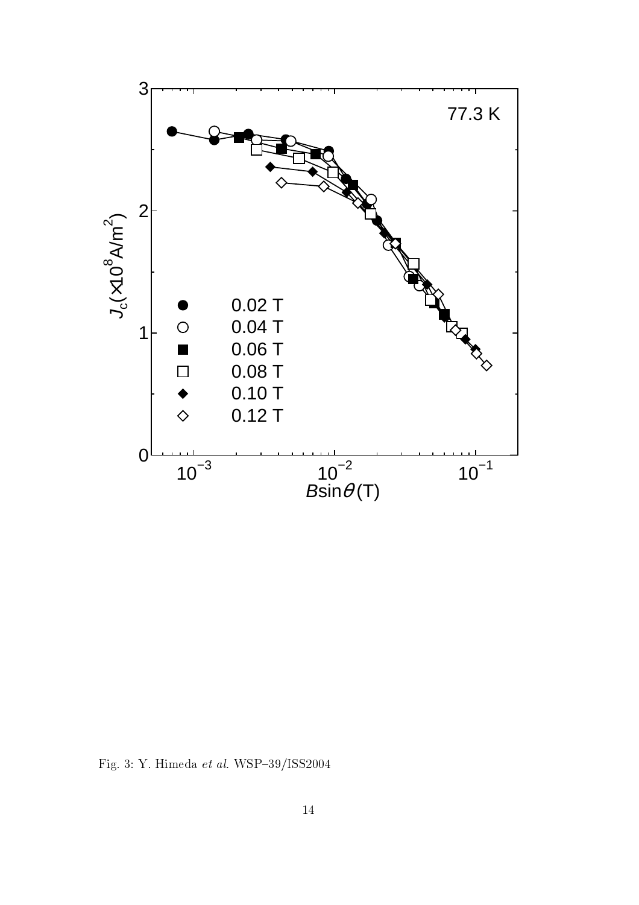Fig. 3: Y. Himeda *et al.* WSP–39/ISS2004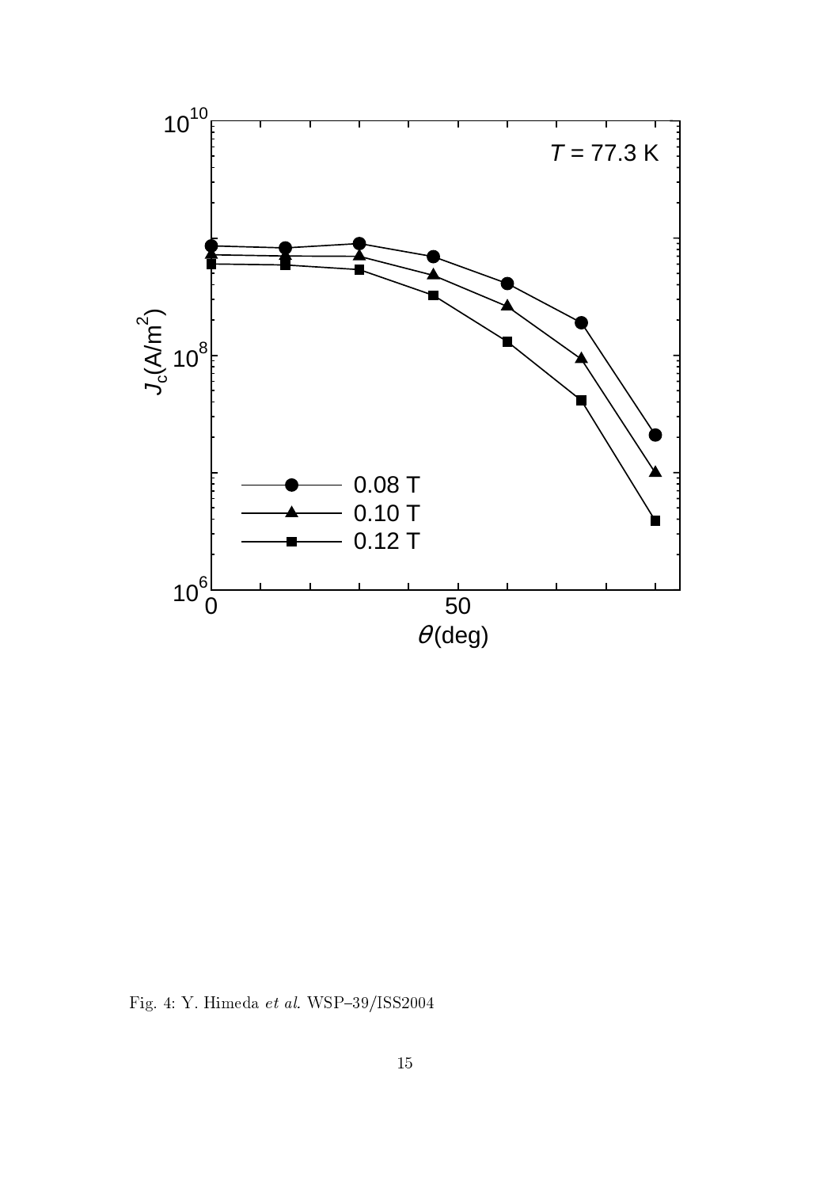Fig. 4: Y. Himeda *et al.* WSP–39/ISS2004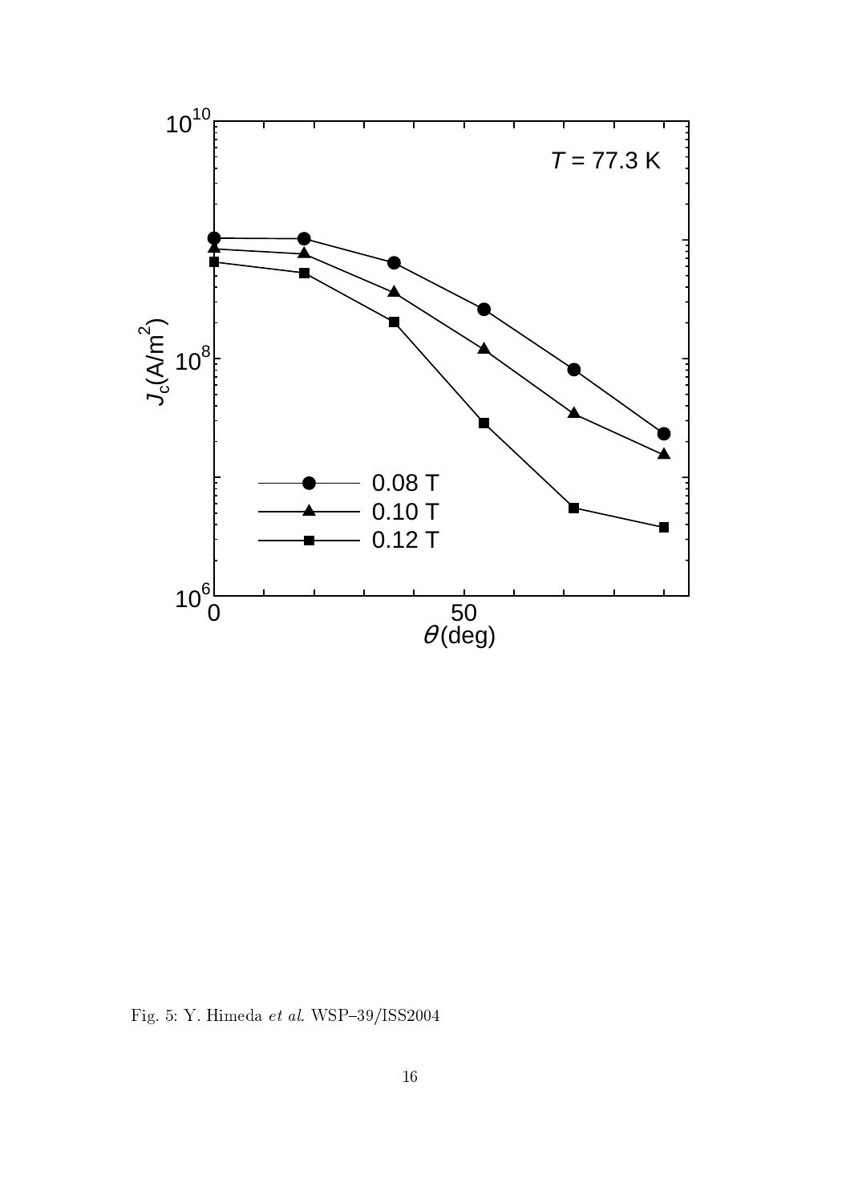Fig. 5: Y. Himeda *et al*. WSP–39/ISS2004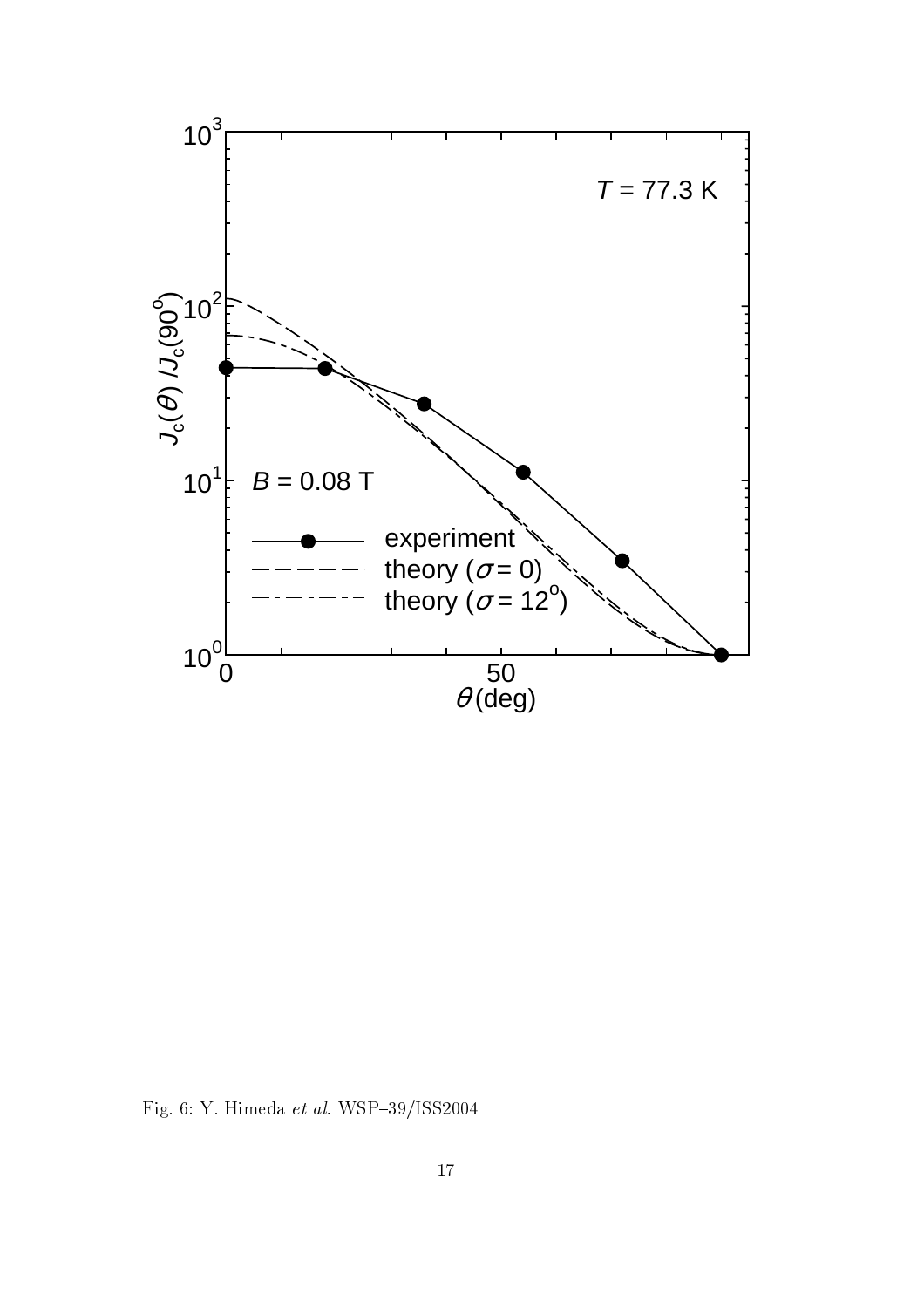Fig. 6: Y. Himeda *et al*. WSP–39/ISS2004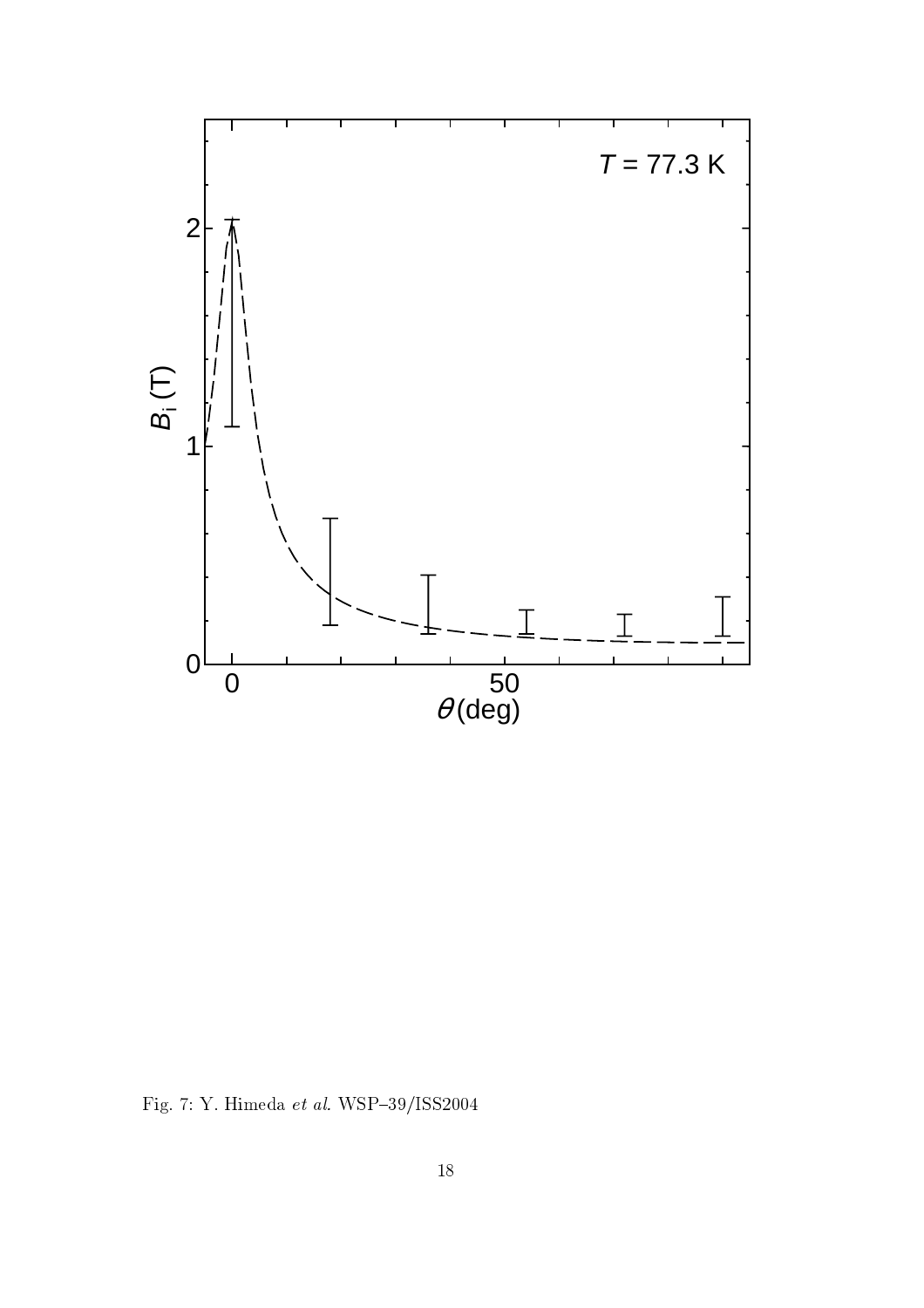T = 77.3 K

2

1

0

$B_i$ (T)

0

50

$\theta$ (deg)

Fig. 7: Y. Himeda *et al.* WSP–39/ISS2004